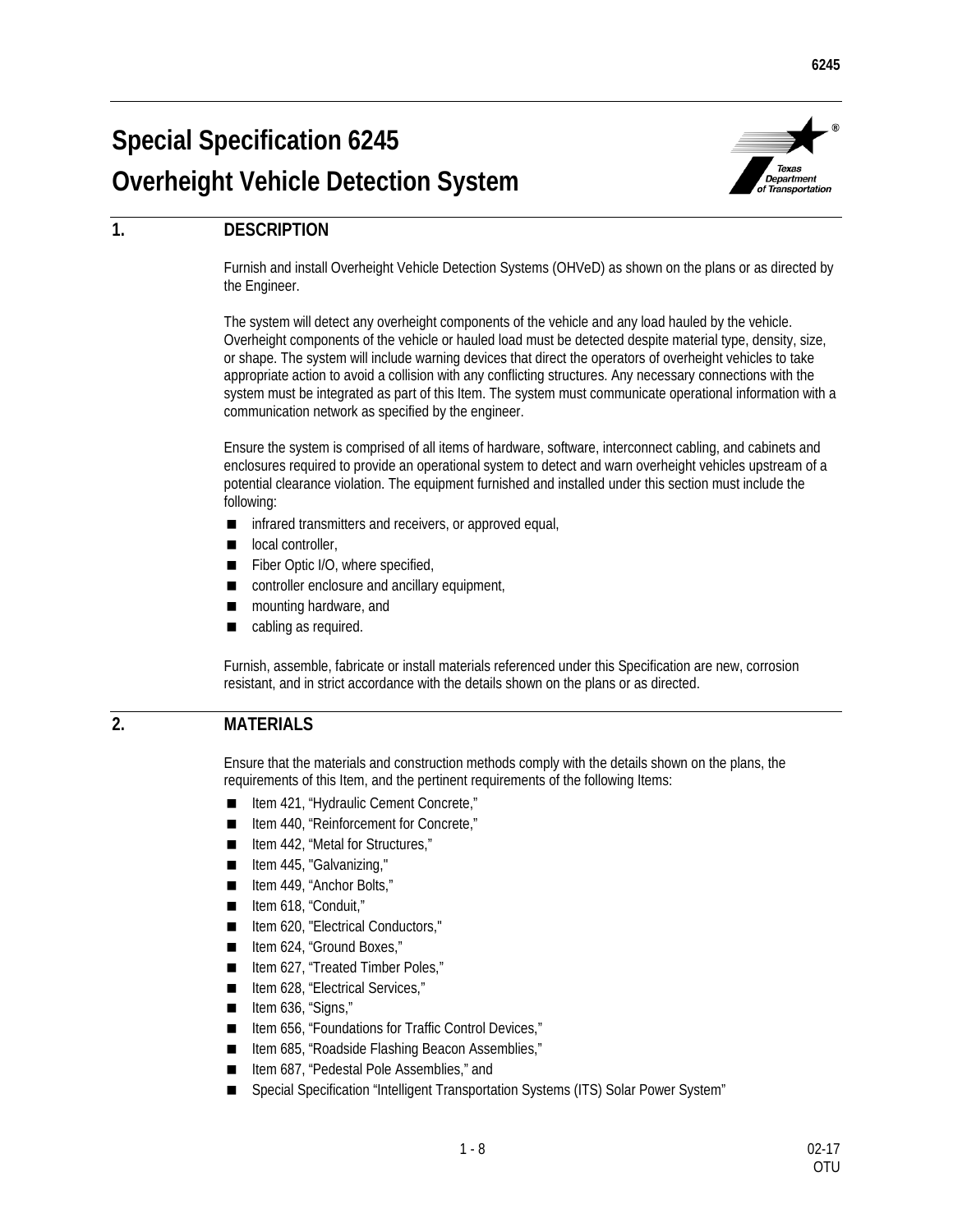# Special Specification 6245
# Overheight Vehicle Detection System

## 1. DESCRIPTION

Furnish and install Overheight Vehicle Detection Systems (OHVeD) as shown on the plans or as directed by the Engineer.

The system will detect any overheight components of the vehicle and any load hauled by the vehicle. Overheight components of the vehicle or hauled load must be detected despite material type, density, size, or shape. The system will include warning devices that direct the operators of overheight vehicles to take appropriate action to avoid a collision with any conflicting structures. Any necessary connections with the system must be integrated as part of this Item. The system must communicate operational information with a communication network as specified by the engineer.

Ensure the system is comprised of all items of hardware, software, interconnect cabling, and cabinets and enclosures required to provide an operational system to detect and warn overheight vehicles upstream of a potential clearance violation. The equipment furnished and installed under this section must include the following:

- infrared transmitters and receivers, or approved equal,
- local controller,
- Fiber Optic I/O, where specified,
- controller enclosure and ancillary equipment,
- mounting hardware, and
- cabling as required.

Furnish, assemble, fabricate or install materials referenced under this Specification are new, corrosion resistant, and in strict accordance with the details shown on the plans or as directed.

## 2. MATERIALS

Ensure that the materials and construction methods comply with the details shown on the plans, the requirements of this Item, and the pertinent requirements of the following Items:

- Item 421, "Hydraulic Cement Concrete,"
- Item 440, "Reinforcement for Concrete,"
- Item 442, "Metal for Structures,"
- Item 445, "Galvanizing,"
- Item 449, "Anchor Bolts,"
- Item 618, "Conduit,"
- Item 620, "Electrical Conductors,"
- Item 624, "Ground Boxes,"
- Item 627, "Treated Timber Poles,"
- Item 628, "Electrical Services,"
- Item 636, "Signs,"
- Item 656, "Foundations for Traffic Control Devices,"
- Item 685, "Roadside Flashing Beacon Assemblies,"
- Item 687, "Pedestal Pole Assemblies," and
- Special Specification "Intelligent Transportation Systems (ITS) Solar Power System"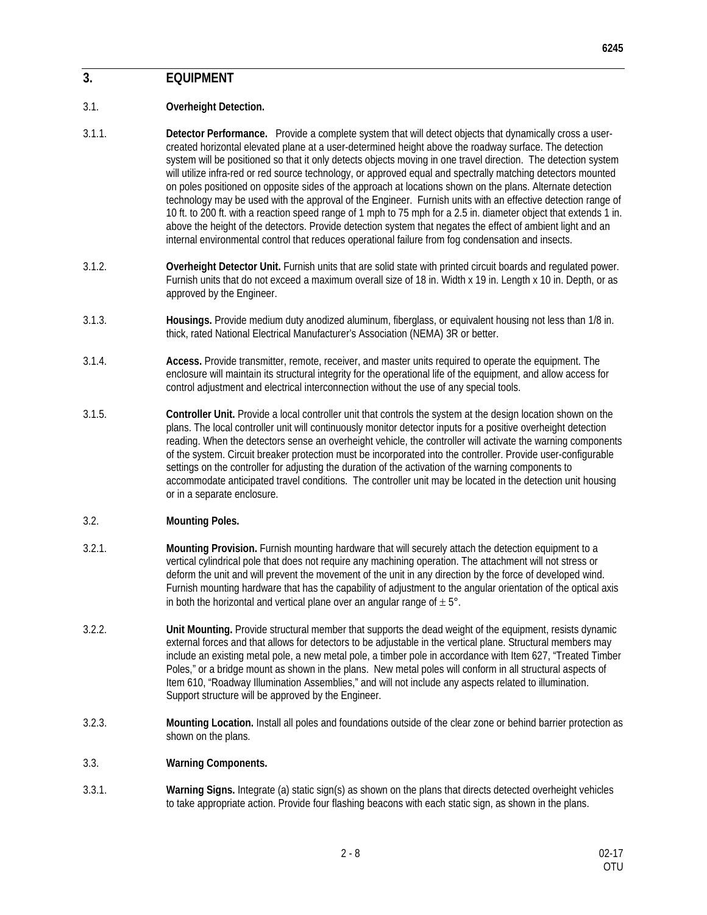## 3. EQUIPMENT

### 3.1. Overheight Detection.

3.1.1. **Detector Performance.** Provide a complete system that will detect objects that dynamically cross a user-created horizontal elevated plane at a user-determined height above the roadway surface. The detection system will be positioned so that it only detects objects moving in one travel direction. The detection system will utilize infra-red or red source technology, or approved equal and spectrally matching detectors mounted on poles positioned on opposite sides of the approach at locations shown on the plans. Alternate detection technology may be used with the approval of the Engineer. Furnish units with an effective detection range of 10 ft. to 200 ft. with a reaction speed range of 1 mph to 75 mph for a 2.5 in. diameter object that extends 1 in. above the height of the detectors. Provide detection system that negates the effect of ambient light and an internal environmental control that reduces operational failure from fog condensation and insects.

3.1.2. **Overheight Detector Unit.** Furnish units that are solid state with printed circuit boards and regulated power. Furnish units that do not exceed a maximum overall size of 18 in. Width x 19 in. Length x 10 in. Depth, or as approved by the Engineer.

3.1.3. **Housings.** Provide medium duty anodized aluminum, fiberglass, or equivalent housing not less than 1/8 in. thick, rated National Electrical Manufacturer's Association (NEMA) 3R or better.

3.1.4. **Access.** Provide transmitter, remote, receiver, and master units required to operate the equipment. The enclosure will maintain its structural integrity for the operational life of the equipment, and allow access for control adjustment and electrical interconnection without the use of any special tools.

3.1.5. **Controller Unit.** Provide a local controller unit that controls the system at the design location shown on the plans. The local controller unit will continuously monitor detector inputs for a positive overheight detection reading. When the detectors sense an overheight vehicle, the controller will activate the warning components of the system. Circuit breaker protection must be incorporated into the controller. Provide user-configurable settings on the controller for adjusting the duration of the activation of the warning components to accommodate anticipated travel conditions. The controller unit may be located in the detection unit housing or in a separate enclosure.

### 3.2. Mounting Poles.

3.2.1. **Mounting Provision.** Furnish mounting hardware that will securely attach the detection equipment to a vertical cylindrical pole that does not require any machining operation. The attachment will not stress or deform the unit and will prevent the movement of the unit in any direction by the force of developed wind. Furnish mounting hardware that has the capability of adjustment to the angular orientation of the optical axis in both the horizontal and vertical plane over an angular range of $\pm 5°$.

3.2.2. **Unit Mounting.** Provide structural member that supports the dead weight of the equipment, resists dynamic external forces and that allows for detectors to be adjustable in the vertical plane. Structural members may include an existing metal pole, a new metal pole, a timber pole in accordance with Item 627, "Treated Timber Poles," or a bridge mount as shown in the plans. New metal poles will conform in all structural aspects of Item 610, "Roadway Illumination Assemblies," and will not include any aspects related to illumination. Support structure will be approved by the Engineer.

3.2.3. **Mounting Location.** Install all poles and foundations outside of the clear zone or behind barrier protection as shown on the plans.

### 3.3. Warning Components.

3.3.1. **Warning Signs.** Integrate (a) static sign(s) as shown on the plans that directs detected overheight vehicles to take appropriate action. Provide four flashing beacons with each static sign, as shown in the plans.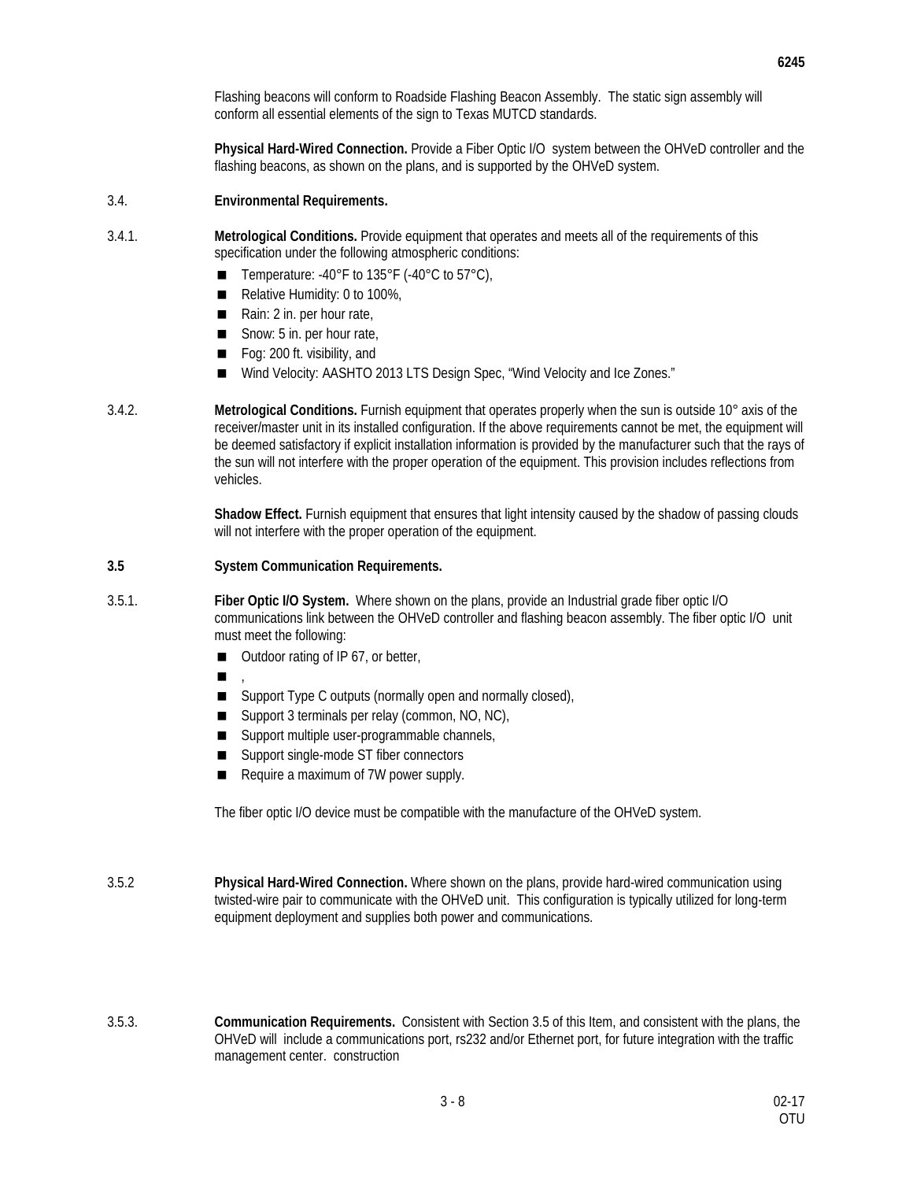Flashing beacons will conform to Roadside Flashing Beacon Assembly. The static sign assembly will conform all essential elements of the sign to Texas MUTCD standards.

**Physical Hard-Wired Connection.** Provide a Fiber Optic I/O system between the OHVeD controller and the flashing beacons, as shown on the plans, and is supported by the OHVeD system.

3.4. **Environmental Requirements.**

3.4.1. **Metrological Conditions.** Provide equipment that operates and meets all of the requirements of this specification under the following atmospheric conditions:

- Temperature: -40°F to 135°F (-40°C to 57°C),
- Relative Humidity: 0 to 100%,
- Rain: 2 in. per hour rate,
- Snow: 5 in. per hour rate,
- Fog: 200 ft. visibility, and
- Wind Velocity: AASHTO 2013 LTS Design Spec, "Wind Velocity and Ice Zones."

3.4.2. **Metrological Conditions.** Furnish equipment that operates properly when the sun is outside 10° axis of the receiver/master unit in its installed configuration. If the above requirements cannot be met, the equipment will be deemed satisfactory if explicit installation information is provided by the manufacturer such that the rays of the sun will not interfere with the proper operation of the equipment. This provision includes reflections from vehicles.

**Shadow Effect.** Furnish equipment that ensures that light intensity caused by the shadow of passing clouds will not interfere with the proper operation of the equipment.

**3.5 System Communication Requirements.**

3.5.1. **Fiber Optic I/O System.** Where shown on the plans, provide an Industrial grade fiber optic I/O communications link between the OHVeD controller and flashing beacon assembly. The fiber optic I/O unit must meet the following:

- Outdoor rating of IP 67, or better,
- ,
- Support Type C outputs (normally open and normally closed),
- Support 3 terminals per relay (common, NO, NC),
- Support multiple user-programmable channels,
- Support single-mode ST fiber connectors
- Require a maximum of 7W power supply.

The fiber optic I/O device must be compatible with the manufacture of the OHVeD system.

3.5.2 **Physical Hard-Wired Connection.** Where shown on the plans, provide hard-wired communication using twisted-wire pair to communicate with the OHVeD unit. This configuration is typically utilized for long-term equipment deployment and supplies both power and communications.

3.5.3. **Communication Requirements.** Consistent with Section 3.5 of this Item, and consistent with the plans, the OHVeD will include a communications port, rs232 and/or Ethernet port, for future integration with the traffic management center. construction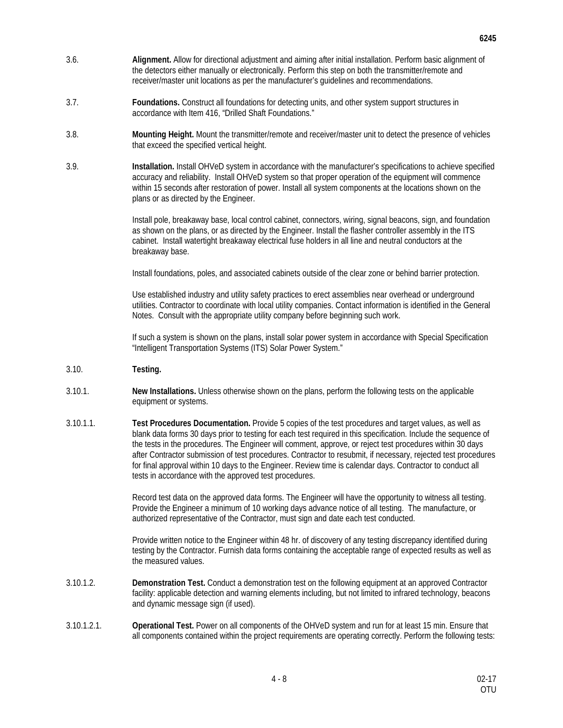3.6. **Alignment.** Allow for directional adjustment and aiming after initial installation. Perform basic alignment of the detectors either manually or electronically. Perform this step on both the transmitter/remote and receiver/master unit locations as per the manufacturer's guidelines and recommendations.

3.7. **Foundations.** Construct all foundations for detecting units, and other system support structures in accordance with Item 416, "Drilled Shaft Foundations."

3.8. **Mounting Height.** Mount the transmitter/remote and receiver/master unit to detect the presence of vehicles that exceed the specified vertical height.

3.9. **Installation.** Install OHVeD system in accordance with the manufacturer's specifications to achieve specified accuracy and reliability. Install OHVeD system so that proper operation of the equipment will commence within 15 seconds after restoration of power. Install all system components at the locations shown on the plans or as directed by the Engineer.

Install pole, breakaway base, local control cabinet, connectors, wiring, signal beacons, sign, and foundation as shown on the plans, or as directed by the Engineer. Install the flasher controller assembly in the ITS cabinet. Install watertight breakaway electrical fuse holders in all line and neutral conductors at the breakaway base.

Install foundations, poles, and associated cabinets outside of the clear zone or behind barrier protection.

Use established industry and utility safety practices to erect assemblies near overhead or underground utilities. Contractor to coordinate with local utility companies. Contact information is identified in the General Notes. Consult with the appropriate utility company before beginning such work.

If such a system is shown on the plans, install solar power system in accordance with Special Specification "Intelligent Transportation Systems (ITS) Solar Power System."

3.10. **Testing.**

3.10.1. **New Installations.** Unless otherwise shown on the plans, perform the following tests on the applicable equipment or systems.

3.10.1.1. **Test Procedures Documentation.** Provide 5 copies of the test procedures and target values, as well as blank data forms 30 days prior to testing for each test required in this specification. Include the sequence of the tests in the procedures. The Engineer will comment, approve, or reject test procedures within 30 days after Contractor submission of test procedures. Contractor to resubmit, if necessary, rejected test procedures for final approval within 10 days to the Engineer. Review time is calendar days. Contractor to conduct all tests in accordance with the approved test procedures.

Record test data on the approved data forms. The Engineer will have the opportunity to witness all testing. Provide the Engineer a minimum of 10 working days advance notice of all testing. The manufacture, or authorized representative of the Contractor, must sign and date each test conducted.

Provide written notice to the Engineer within 48 hr. of discovery of any testing discrepancy identified during testing by the Contractor. Furnish data forms containing the acceptable range of expected results as well as the measured values.

3.10.1.2. **Demonstration Test.** Conduct a demonstration test on the following equipment at an approved Contractor facility: applicable detection and warning elements including, but not limited to infrared technology, beacons and dynamic message sign (if used).

3.10.1.2.1. **Operational Test.** Power on all components of the OHVeD system and run for at least 15 min. Ensure that all components contained within the project requirements are operating correctly. Perform the following tests: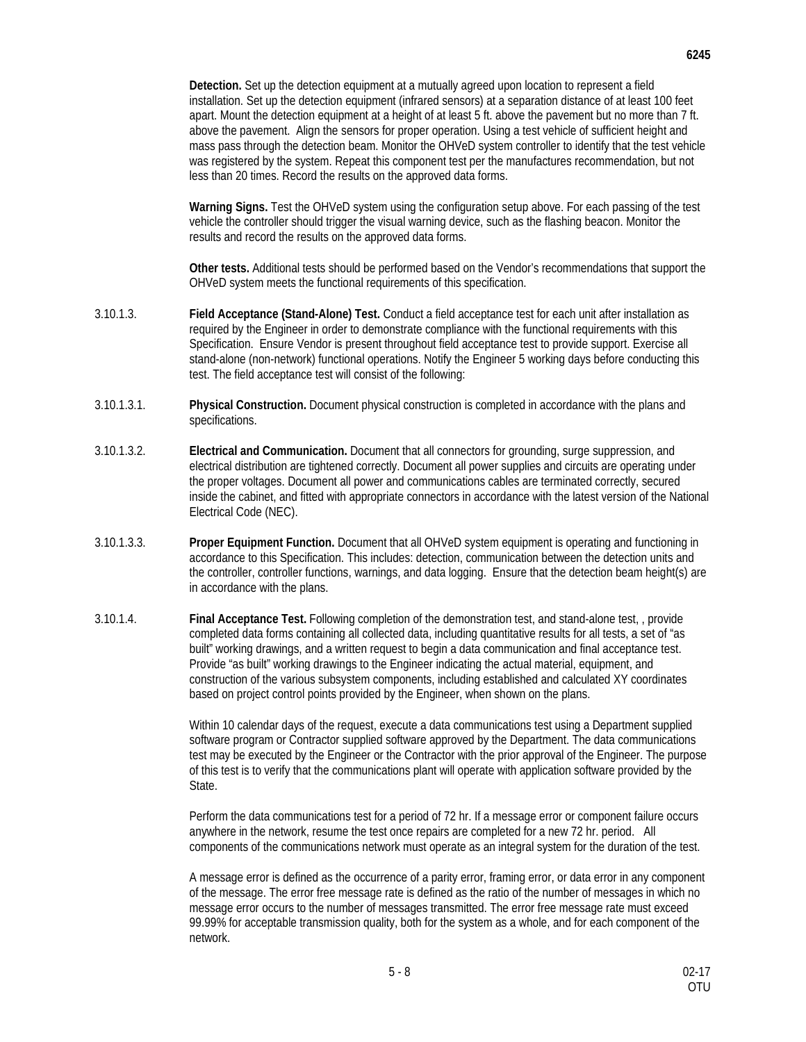**Detection.** Set up the detection equipment at a mutually agreed upon location to represent a field installation. Set up the detection equipment (infrared sensors) at a separation distance of at least 100 feet apart. Mount the detection equipment at a height of at least 5 ft. above the pavement but no more than 7 ft. above the pavement. Align the sensors for proper operation. Using a test vehicle of sufficient height and mass pass through the detection beam. Monitor the OHVeD system controller to identify that the test vehicle was registered by the system. Repeat this component test per the manufactures recommendation, but not less than 20 times. Record the results on the approved data forms.

**Warning Signs.** Test the OHVeD system using the configuration setup above. For each passing of the test vehicle the controller should trigger the visual warning device, such as the flashing beacon. Monitor the results and record the results on the approved data forms.

**Other tests.** Additional tests should be performed based on the Vendor's recommendations that support the OHVeD system meets the functional requirements of this specification.

3.10.1.3. **Field Acceptance (Stand-Alone) Test.** Conduct a field acceptance test for each unit after installation as required by the Engineer in order to demonstrate compliance with the functional requirements with this Specification. Ensure Vendor is present throughout field acceptance test to provide support. Exercise all stand-alone (non-network) functional operations. Notify the Engineer 5 working days before conducting this test. The field acceptance test will consist of the following:

3.10.1.3.1. **Physical Construction.** Document physical construction is completed in accordance with the plans and specifications.

3.10.1.3.2. **Electrical and Communication.** Document that all connectors for grounding, surge suppression, and electrical distribution are tightened correctly. Document all power supplies and circuits are operating under the proper voltages. Document all power and communications cables are terminated correctly, secured inside the cabinet, and fitted with appropriate connectors in accordance with the latest version of the National Electrical Code (NEC).

3.10.1.3.3. **Proper Equipment Function.** Document that all OHVeD system equipment is operating and functioning in accordance to this Specification. This includes: detection, communication between the detection units and the controller, controller functions, warnings, and data logging. Ensure that the detection beam height(s) are in accordance with the plans.

3.10.1.4. **Final Acceptance Test.** Following completion of the demonstration test, and stand-alone test, , provide completed data forms containing all collected data, including quantitative results for all tests, a set of "as built" working drawings, and a written request to begin a data communication and final acceptance test. Provide "as built" working drawings to the Engineer indicating the actual material, equipment, and construction of the various subsystem components, including established and calculated XY coordinates based on project control points provided by the Engineer, when shown on the plans.

Within 10 calendar days of the request, execute a data communications test using a Department supplied software program or Contractor supplied software approved by the Department. The data communications test may be executed by the Engineer or the Contractor with the prior approval of the Engineer. The purpose of this test is to verify that the communications plant will operate with application software provided by the State.

Perform the data communications test for a period of 72 hr. If a message error or component failure occurs anywhere in the network, resume the test once repairs are completed for a new 72 hr. period. All components of the communications network must operate as an integral system for the duration of the test.

A message error is defined as the occurrence of a parity error, framing error, or data error in any component of the message. The error free message rate is defined as the ratio of the number of messages in which no message error occurs to the number of messages transmitted. The error free message rate must exceed 99.99% for acceptable transmission quality, both for the system as a whole, and for each component of the network.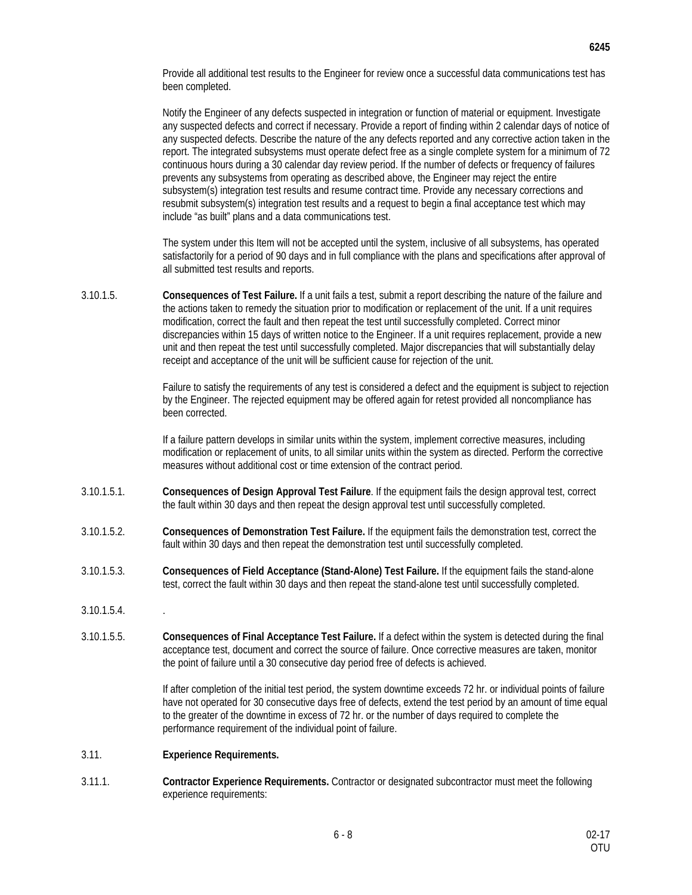Provide all additional test results to the Engineer for review once a successful data communications test has been completed.

Notify the Engineer of any defects suspected in integration or function of material or equipment. Investigate any suspected defects and correct if necessary. Provide a report of finding within 2 calendar days of notice of any suspected defects. Describe the nature of the any defects reported and any corrective action taken in the report. The integrated subsystems must operate defect free as a single complete system for a minimum of 72 continuous hours during a 30 calendar day review period. If the number of defects or frequency of failures prevents any subsystems from operating as described above, the Engineer may reject the entire subsystem(s) integration test results and resume contract time. Provide any necessary corrections and resubmit subsystem(s) integration test results and a request to begin a final acceptance test which may include "as built" plans and a data communications test.

The system under this Item will not be accepted until the system, inclusive of all subsystems, has operated satisfactorily for a period of 90 days and in full compliance with the plans and specifications after approval of all submitted test results and reports.

3.10.1.5. **Consequences of Test Failure.** If a unit fails a test, submit a report describing the nature of the failure and the actions taken to remedy the situation prior to modification or replacement of the unit. If a unit requires modification, correct the fault and then repeat the test until successfully completed. Correct minor discrepancies within 15 days of written notice to the Engineer. If a unit requires replacement, provide a new unit and then repeat the test until successfully completed. Major discrepancies that will substantially delay receipt and acceptance of the unit will be sufficient cause for rejection of the unit.

Failure to satisfy the requirements of any test is considered a defect and the equipment is subject to rejection by the Engineer. The rejected equipment may be offered again for retest provided all noncompliance has been corrected.

If a failure pattern develops in similar units within the system, implement corrective measures, including modification or replacement of units, to all similar units within the system as directed. Perform the corrective measures without additional cost or time extension of the contract period.

3.10.1.5.1. **Consequences of Design Approval Test Failure**. If the equipment fails the design approval test, correct the fault within 30 days and then repeat the design approval test until successfully completed.

3.10.1.5.2. **Consequences of Demonstration Test Failure.** If the equipment fails the demonstration test, correct the fault within 30 days and then repeat the demonstration test until successfully completed.

3.10.1.5.3. **Consequences of Field Acceptance (Stand-Alone) Test Failure.** If the equipment fails the stand-alone test, correct the fault within 30 days and then repeat the stand-alone test until successfully completed.

3.10.1.5.4. .

3.10.1.5.5. **Consequences of Final Acceptance Test Failure.** If a defect within the system is detected during the final acceptance test, document and correct the source of failure. Once corrective measures are taken, monitor the point of failure until a 30 consecutive day period free of defects is achieved.

If after completion of the initial test period, the system downtime exceeds 72 hr. or individual points of failure have not operated for 30 consecutive days free of defects, extend the test period by an amount of time equal to the greater of the downtime in excess of 72 hr. or the number of days required to complete the performance requirement of the individual point of failure.

3.11. **Experience Requirements.**

3.11.1. **Contractor Experience Requirements.** Contractor or designated subcontractor must meet the following experience requirements: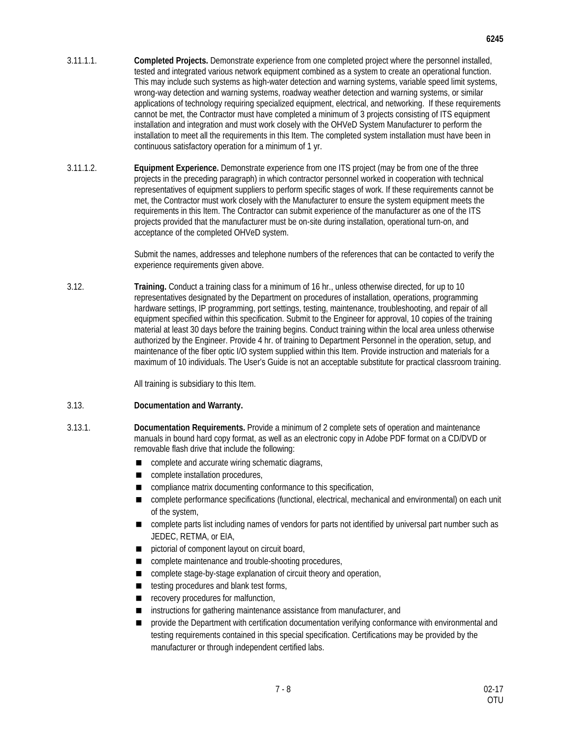3.11.1.1. **Completed Projects.** Demonstrate experience from one completed project where the personnel installed, tested and integrated various network equipment combined as a system to create an operational function. This may include such systems as high-water detection and warning systems, variable speed limit systems, wrong-way detection and warning systems, roadway weather detection and warning systems, or similar applications of technology requiring specialized equipment, electrical, and networking. If these requirements cannot be met, the Contractor must have completed a minimum of 3 projects consisting of ITS equipment installation and integration and must work closely with the OHVeD System Manufacturer to perform the installation to meet all the requirements in this Item. The completed system installation must have been in continuous satisfactory operation for a minimum of 1 yr.

3.11.1.2. **Equipment Experience.** Demonstrate experience from one ITS project (may be from one of the three projects in the preceding paragraph) in which contractor personnel worked in cooperation with technical representatives of equipment suppliers to perform specific stages of work. If these requirements cannot be met, the Contractor must work closely with the Manufacturer to ensure the system equipment meets the requirements in this Item. The Contractor can submit experience of the manufacturer as one of the ITS projects provided that the manufacturer must be on-site during installation, operational turn-on, and acceptance of the completed OHVeD system.

Submit the names, addresses and telephone numbers of the references that can be contacted to verify the experience requirements given above.

3.12. **Training.** Conduct a training class for a minimum of 16 hr., unless otherwise directed, for up to 10 representatives designated by the Department on procedures of installation, operations, programming hardware settings, IP programming, port settings, testing, maintenance, troubleshooting, and repair of all equipment specified within this specification. Submit to the Engineer for approval, 10 copies of the training material at least 30 days before the training begins. Conduct training within the local area unless otherwise authorized by the Engineer. Provide 4 hr. of training to Department Personnel in the operation, setup, and maintenance of the fiber optic I/O system supplied within this Item. Provide instruction and materials for a maximum of 10 individuals. The User's Guide is not an acceptable substitute for practical classroom training.

All training is subsidiary to this Item.

3.13. **Documentation and Warranty.**

3.13.1. **Documentation Requirements.** Provide a minimum of 2 complete sets of operation and maintenance manuals in bound hard copy format, as well as an electronic copy in Adobe PDF format on a CD/DVD or removable flash drive that include the following:

- complete and accurate wiring schematic diagrams,
- complete installation procedures,
- compliance matrix documenting conformance to this specification,
- complete performance specifications (functional, electrical, mechanical and environmental) on each unit of the system,
- complete parts list including names of vendors for parts not identified by universal part number such as JEDEC, RETMA, or EIA,
- pictorial of component layout on circuit board,
- complete maintenance and trouble-shooting procedures,
- complete stage-by-stage explanation of circuit theory and operation,
- testing procedures and blank test forms,
- recovery procedures for malfunction,
- instructions for gathering maintenance assistance from manufacturer, and
- provide the Department with certification documentation verifying conformance with environmental and testing requirements contained in this special specification. Certifications may be provided by the manufacturer or through independent certified labs.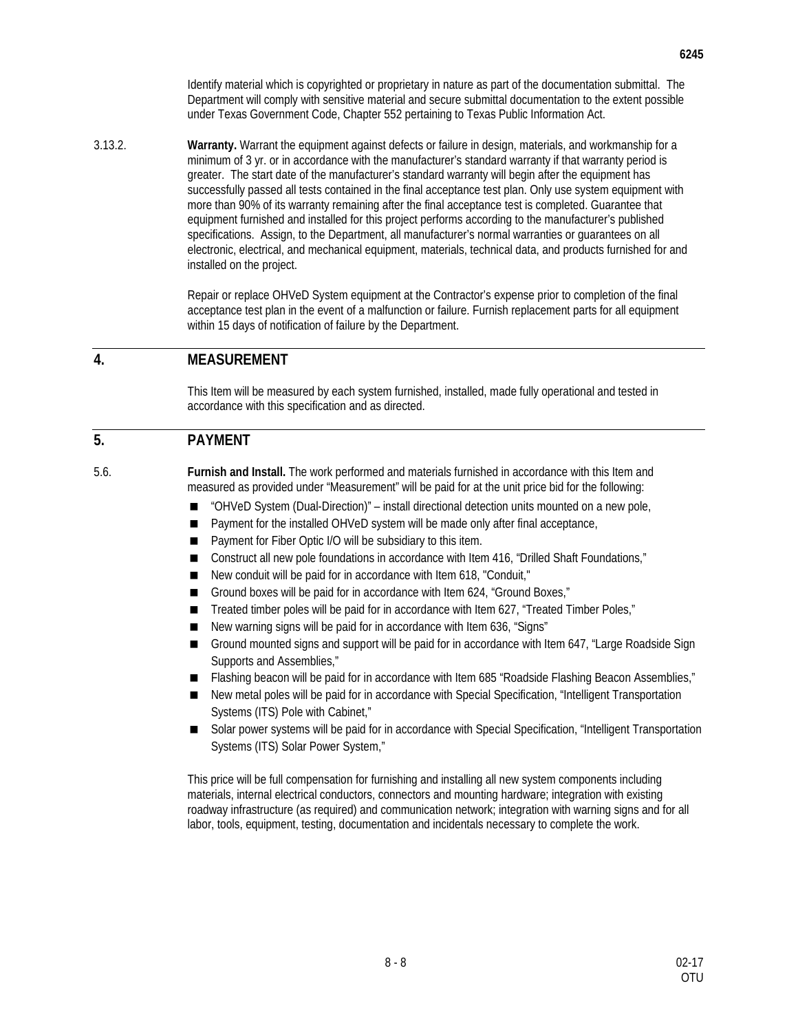Identify material which is copyrighted or proprietary in nature as part of the documentation submittal. The Department will comply with sensitive material and secure submittal documentation to the extent possible under Texas Government Code, Chapter 552 pertaining to Texas Public Information Act.

3.13.2. **Warranty.** Warrant the equipment against defects or failure in design, materials, and workmanship for a minimum of 3 yr. or in accordance with the manufacturer's standard warranty if that warranty period is greater. The start date of the manufacturer's standard warranty will begin after the equipment has successfully passed all tests contained in the final acceptance test plan. Only use system equipment with more than 90% of its warranty remaining after the final acceptance test is completed. Guarantee that equipment furnished and installed for this project performs according to the manufacturer's published specifications. Assign, to the Department, all manufacturer's normal warranties or guarantees on all electronic, electrical, and mechanical equipment, materials, technical data, and products furnished for and installed on the project.

Repair or replace OHVeD System equipment at the Contractor's expense prior to completion of the final acceptance test plan in the event of a malfunction or failure. Furnish replacement parts for all equipment within 15 days of notification of failure by the Department.

## 4. MEASUREMENT

This Item will be measured by each system furnished, installed, made fully operational and tested in accordance with this specification and as directed.

## 5. PAYMENT

5.6. **Furnish and Install.** The work performed and materials furnished in accordance with this Item and measured as provided under "Measurement" will be paid for at the unit price bid for the following:

- "OHVeD System (Dual-Direction)" – install directional detection units mounted on a new pole,
- Payment for the installed OHVeD system will be made only after final acceptance,
- Payment for Fiber Optic I/O will be subsidiary to this item.
- Construct all new pole foundations in accordance with Item 416, "Drilled Shaft Foundations,"
- New conduit will be paid for in accordance with Item 618, "Conduit,"
- Ground boxes will be paid for in accordance with Item 624, "Ground Boxes,"
- Treated timber poles will be paid for in accordance with Item 627, "Treated Timber Poles,"
- New warning signs will be paid for in accordance with Item 636, "Signs"
- Ground mounted signs and support will be paid for in accordance with Item 647, "Large Roadside Sign Supports and Assemblies,"
- Flashing beacon will be paid for in accordance with Item 685 "Roadside Flashing Beacon Assemblies,"
- New metal poles will be paid for in accordance with Special Specification, "Intelligent Transportation Systems (ITS) Pole with Cabinet,"
- Solar power systems will be paid for in accordance with Special Specification, "Intelligent Transportation Systems (ITS) Solar Power System,"

This price will be full compensation for furnishing and installing all new system components including materials, internal electrical conductors, connectors and mounting hardware; integration with existing roadway infrastructure (as required) and communication network; integration with warning signs and for all labor, tools, equipment, testing, documentation and incidentals necessary to complete the work.